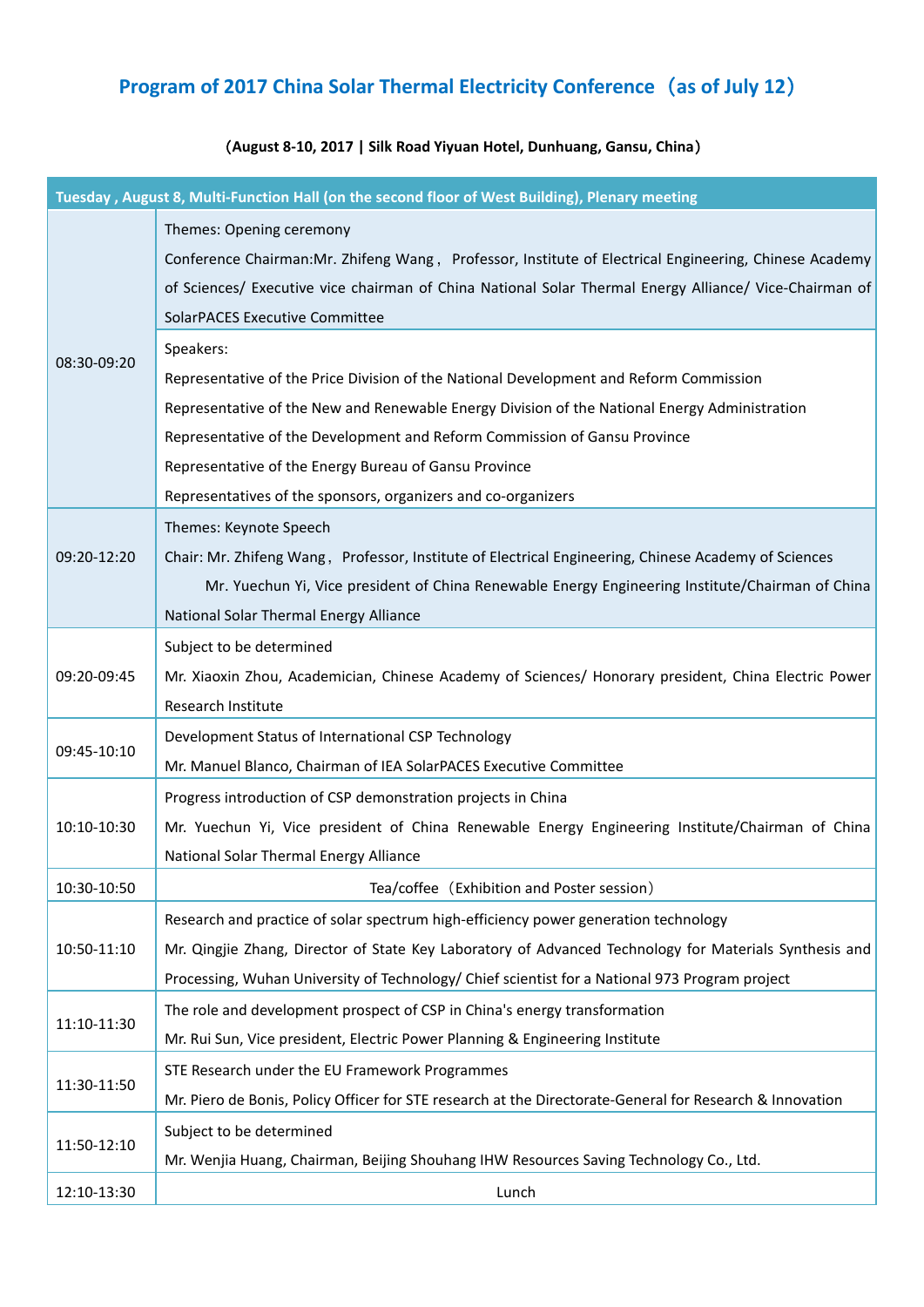# Program of 2017 China Solar Thermal Electricity Conference（as of July 12）

**（August 8-10, 2017 | Silk Road Yiyuan Hotel, Dunhuang, Gansu, China）**

| Tuesday , August 8, Multi-Function Hall (on the second floor of West Building), Plenary meeting | |
|---|---|
| 08:30-09:20 | Themes: Opening ceremony<br>Conference Chairman:Mr. Zhifeng Wang， Professor, Institute of Electrical Engineering, Chinese Academy of Sciences/ Executive vice chairman of China National Solar Thermal Energy Alliance/ Vice-Chairman of SolarPACES Executive Committee |
| | Speakers:<br>Representative of the Price Division of the National Development and Reform Commission<br>Representative of the New and Renewable Energy Division of the National Energy Administration<br>Representative of the Development and Reform Commission of Gansu Province<br>Representative of the Energy Bureau of Gansu Province<br>Representatives of the sponsors, organizers and co-organizers |
| 09:20-12:20 | Themes: Keynote Speech<br>Chair: Mr. Zhifeng Wang， Professor, Institute of Electrical Engineering, Chinese Academy of Sciences<br>Mr. Yuechun Yi, Vice president of China Renewable Energy Engineering Institute/Chairman of China National Solar Thermal Energy Alliance |
| 09:20-09:45 | Subject to be determined<br>Mr. Xiaoxin Zhou, Academician, Chinese Academy of Sciences/ Honorary president, China Electric Power Research Institute |
| 09:45-10:10 | Development Status of International CSP Technology<br>Mr. Manuel Blanco, Chairman of IEA SolarPACES Executive Committee |
| 10:10-10:30 | Progress introduction of CSP demonstration projects in China<br>Mr. Yuechun Yi, Vice president of China Renewable Energy Engineering Institute/Chairman of China National Solar Thermal Energy Alliance |
| 10:30-10:50 | Tea/coffee（Exhibition and Poster session） |
| 10:50-11:10 | Research and practice of solar spectrum high-efficiency power generation technology<br>Mr. Qingjie Zhang, Director of State Key Laboratory of Advanced Technology for Materials Synthesis and Processing, Wuhan University of Technology/ Chief scientist for a National 973 Program project |
| 11:10-11:30 | The role and development prospect of CSP in China's energy transformation<br>Mr. Rui Sun, Vice president, Electric Power Planning & Engineering Institute |
| 11:30-11:50 | STE Research under the EU Framework Programmes<br>Mr. Piero de Bonis, Policy Officer for STE research at the Directorate-General for Research & Innovation |
| 11:50-12:10 | Subject to be determined<br>Mr. Wenjia Huang, Chairman, Beijing Shouhang IHW Resources Saving Technology Co., Ltd. |
| 12:10-13:30 | Lunch |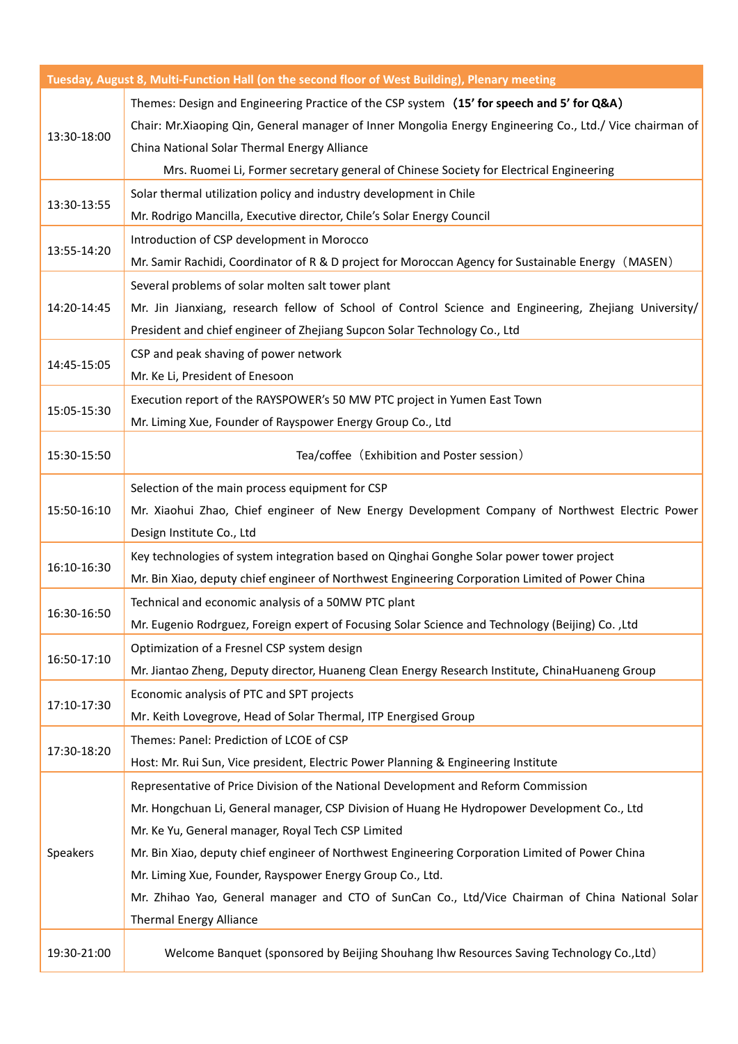| Tuesday, August 8, Multi-Function Hall (on the second floor of West Building), Plenary meeting | |
|---|---|
| 13:30-18:00 | Themes: Design and Engineering Practice of the CSP system **（15' for speech and 5' for Q&A）**<br>Chair: Mr.Xiaoping Qin, General manager of Inner Mongolia Energy Engineering Co., Ltd./ Vice chairman of China National Solar Thermal Energy Alliance<br>Mrs. Ruomei Li, Former secretary general of Chinese Society for Electrical Engineering |
| 13:30-13:55 | Solar thermal utilization policy and industry development in Chile<br>Mr. Rodrigo Mancilla, Executive director, Chile's Solar Energy Council |
| 13:55-14:20 | Introduction of CSP development in Morocco<br>Mr. Samir Rachidi, Coordinator of R & D project for Moroccan Agency for Sustainable Energy（MASEN） |
| 14:20-14:45 | Several problems of solar molten salt tower plant<br>Mr. Jin Jianxiang, research fellow of School of Control Science and Engineering, Zhejiang University/ President and chief engineer of Zhejiang Supcon Solar Technology Co., Ltd |
| 14:45-15:05 | CSP and peak shaving of power network<br>Mr. Ke Li, President of Enesoon |
| 15:05-15:30 | Execution report of the RAYSPOWER's 50 MW PTC project in Yumen East Town<br>Mr. Liming Xue, Founder of Rayspower Energy Group Co., Ltd |
| 15:30-15:50 | Tea/coffee（Exhibition and Poster session） |
| 15:50-16:10 | Selection of the main process equipment for CSP<br>Mr. Xiaohui Zhao, Chief engineer of New Energy Development Company of Northwest Electric Power Design Institute Co., Ltd |
| 16:10-16:30 | Key technologies of system integration based on Qinghai Gonghe Solar power tower project<br>Mr. Bin Xiao, deputy chief engineer of Northwest Engineering Corporation Limited of Power China |
| 16:30-16:50 | Technical and economic analysis of a 50MW PTC plant<br>Mr. Eugenio Rodrguez, Foreign expert of Focusing Solar Science and Technology (Beijing) Co. ,Ltd |
| 16:50-17:10 | Optimization of a Fresnel CSP system design<br>Mr. Jiantao Zheng, Deputy director, Huaneng Clean Energy Research Institute, ChinaHuaneng Group |
| 17:10-17:30 | Economic analysis of PTC and SPT projects<br>Mr. Keith Lovegrove, Head of Solar Thermal, ITP Energised Group |
| 17:30-18:20 | Themes: Panel: Prediction of LCOE of CSP<br>Host: Mr. Rui Sun, Vice president, Electric Power Planning & Engineering Institute |
| Speakers | Representative of Price Division of the National Development and Reform Commission<br>Mr. Hongchuan Li, General manager, CSP Division of Huang He Hydropower Development Co., Ltd<br>Mr. Ke Yu, General manager, Royal Tech CSP Limited<br>Mr. Bin Xiao, deputy chief engineer of Northwest Engineering Corporation Limited of Power China<br>Mr. Liming Xue, Founder, Rayspower Energy Group Co., Ltd.<br>Mr. Zhihao Yao, General manager and CTO of SunCan Co., Ltd/Vice Chairman of China National Solar Thermal Energy Alliance |
| 19:30-21:00 | Welcome Banquet (sponsored by Beijing Shouhang Ihw Resources Saving Technology Co.,Ltd） |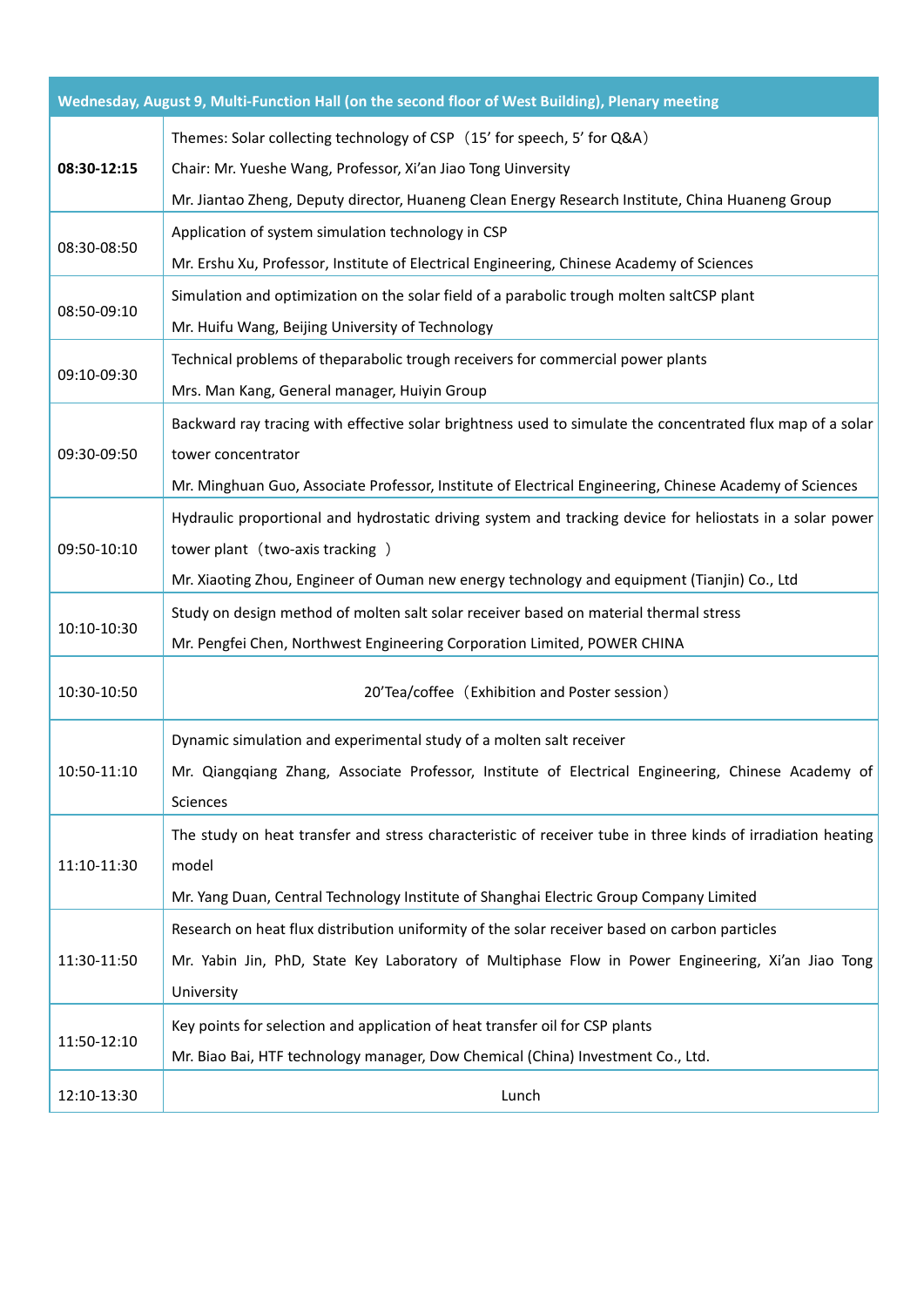| Wednesday, August 9, Multi-Function Hall (on the second floor of West Building), Plenary meeting | |
|---|---|
| **08:30-12:15** | Themes: Solar collecting technology of CSP（15’ for speech, 5’ for Q&A）<br>Chair: Mr. Yueshe Wang, Professor, Xi’an Jiao Tong Uinversity<br>Mr. Jiantao Zheng, Deputy director, Huaneng Clean Energy Research Institute, China Huaneng Group |
| 08:30-08:50 | Application of system simulation technology in CSP<br>Mr. Ershu Xu, Professor, Institute of Electrical Engineering, Chinese Academy of Sciences |
| 08:50-09:10 | Simulation and optimization on the solar field of a parabolic trough molten saltCSP plant<br>Mr. Huifu Wang, Beijing University of Technology |
| 09:10-09:30 | Technical problems of theparabolic trough receivers for commercial power plants<br>Mrs. Man Kang, General manager, Huiyin Group |
| 09:30-09:50 | Backward ray tracing with effective solar brightness used to simulate the concentrated flux map of a solar tower concentrator<br>Mr. Minghuan Guo, Associate Professor, Institute of Electrical Engineering, Chinese Academy of Sciences |
| 09:50-10:10 | Hydraulic proportional and hydrostatic driving system and tracking device for heliostats in a solar power tower plant（two-axis tracking ）<br>Mr. Xiaoting Zhou, Engineer of Ouman new energy technology and equipment (Tianjin) Co., Ltd |
| 10:10-10:30 | Study on design method of molten salt solar receiver based on material thermal stress<br>Mr. Pengfei Chen, Northwest Engineering Corporation Limited, POWER CHINA |
| 10:30-10:50 | 20’Tea/coffee（Exhibition and Poster session） |
| 10:50-11:10 | Dynamic simulation and experimental study of a molten salt receiver<br>Mr. Qiangqiang Zhang, Associate Professor, Institute of Electrical Engineering, Chinese Academy of Sciences |
| 11:10-11:30 | The study on heat transfer and stress characteristic of receiver tube in three kinds of irradiation heating model<br>Mr. Yang Duan, Central Technology Institute of Shanghai Electric Group Company Limited |
| 11:30-11:50 | Research on heat flux distribution uniformity of the solar receiver based on carbon particles<br>Mr. Yabin Jin, PhD, State Key Laboratory of Multiphase Flow in Power Engineering, Xi’an Jiao Tong University |
| 11:50-12:10 | Key points for selection and application of heat transfer oil for CSP plants<br>Mr. Biao Bai, HTF technology manager, Dow Chemical (China) Investment Co., Ltd. |
| 12:10-13:30 | Lunch |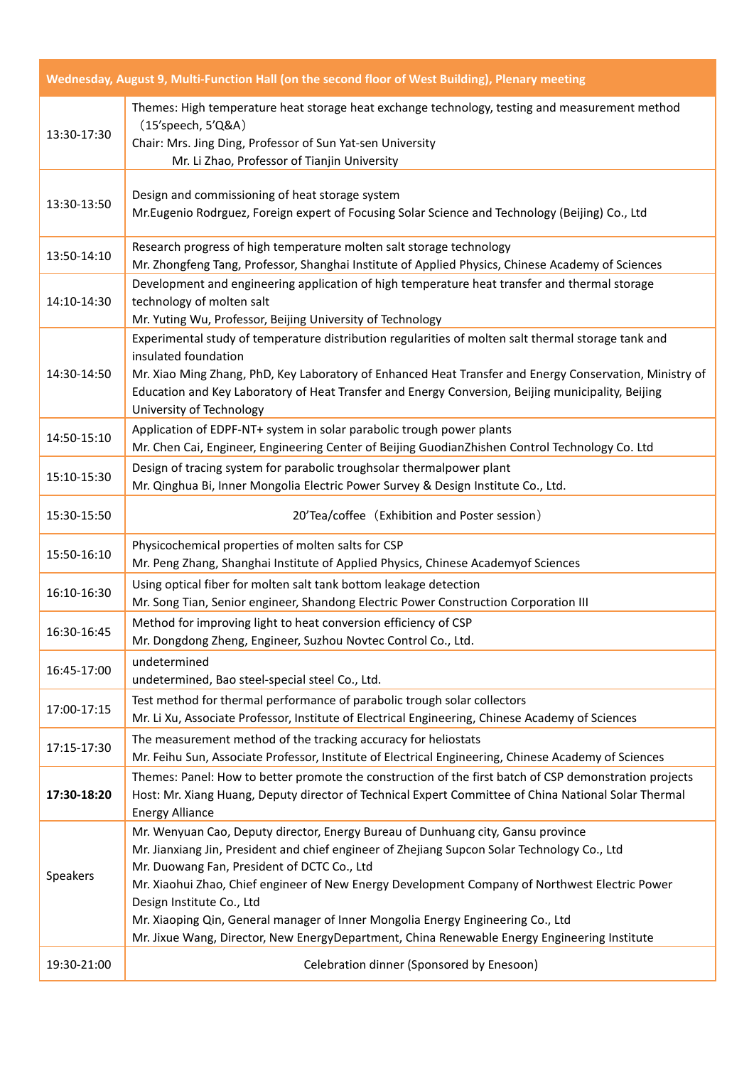| Wednesday, August 9, Multi-Function Hall (on the second floor of West Building), Plenary meeting | |
|---|---|
| 13:30-17:30 | Themes: High temperature heat storage heat exchange technology, testing and measurement method（15'speech, 5'Q&A）<br>Chair: Mrs. Jing Ding, Professor of Sun Yat-sen University<br>Mr. Li Zhao, Professor of Tianjin University |
| 13:30-13:50 | Design and commissioning of heat storage system<br>Mr.Eugenio Rodrguez, Foreign expert of Focusing Solar Science and Technology (Beijing) Co., Ltd |
| 13:50-14:10 | Research progress of high temperature molten salt storage technology<br>Mr. Zhongfeng Tang, Professor, Shanghai Institute of Applied Physics, Chinese Academy of Sciences |
| 14:10-14:30 | Development and engineering application of high temperature heat transfer and thermal storage technology of molten salt<br>Mr. Yuting Wu, Professor, Beijing University of Technology |
| 14:30-14:50 | Experimental study of temperature distribution regularities of molten salt thermal storage tank and insulated foundation<br>Mr. Xiao Ming Zhang, PhD, Key Laboratory of Enhanced Heat Transfer and Energy Conservation, Ministry of Education and Key Laboratory of Heat Transfer and Energy Conversion, Beijing municipality, Beijing University of Technology |
| 14:50-15:10 | Application of EDPF-NT+ system in solar parabolic trough power plants<br>Mr. Chen Cai, Engineer, Engineering Center of Beijing GuodianZhishen Control Technology Co. Ltd |
| 15:10-15:30 | Design of tracing system for parabolic troughsolar thermalpower plant<br>Mr. Qinghua Bi, Inner Mongolia Electric Power Survey & Design Institute Co., Ltd. |
| 15:30-15:50 | 20'Tea/coffee（Exhibition and Poster session） |
| 15:50-16:10 | Physicochemical properties of molten salts for CSP<br>Mr. Peng Zhang, Shanghai Institute of Applied Physics, Chinese Academyof Sciences |
| 16:10-16:30 | Using optical fiber for molten salt tank bottom leakage detection<br>Mr. Song Tian, Senior engineer, Shandong Electric Power Construction Corporation III |
| 16:30-16:45 | Method for improving light to heat conversion efficiency of CSP<br>Mr. Dongdong Zheng, Engineer, Suzhou Novtec Control Co., Ltd. |
| 16:45-17:00 | undetermined<br>undetermined, Bao steel-special steel Co., Ltd. |
| 17:00-17:15 | Test method for thermal performance of parabolic trough solar collectors<br>Mr. Li Xu, Associate Professor, Institute of Electrical Engineering, Chinese Academy of Sciences |
| 17:15-17:30 | The measurement method of the tracking accuracy for heliostats<br>Mr. Feihu Sun, Associate Professor, Institute of Electrical Engineering, Chinese Academy of Sciences |
| **17:30-18:20** | Themes: Panel: How to better promote the construction of the first batch of CSP demonstration projects<br>Host: Mr. Xiang Huang, Deputy director of Technical Expert Committee of China National Solar Thermal Energy Alliance |
| Speakers | Mr. Wenyuan Cao, Deputy director, Energy Bureau of Dunhuang city, Gansu province<br>Mr. Jianxiang Jin, President and chief engineer of Zhejiang Supcon Solar Technology Co., Ltd<br>Mr. Duowang Fan, President of DCTC Co., Ltd<br>Mr. Xiaohui Zhao, Chief engineer of New Energy Development Company of Northwest Electric Power Design Institute Co., Ltd<br>Mr. Xiaoping Qin, General manager of Inner Mongolia Energy Engineering Co., Ltd<br>Mr. Jixue Wang, Director, New EnergyDepartment, China Renewable Energy Engineering Institute |
| 19:30-21:00 | Celebration dinner (Sponsored by Enesoon) |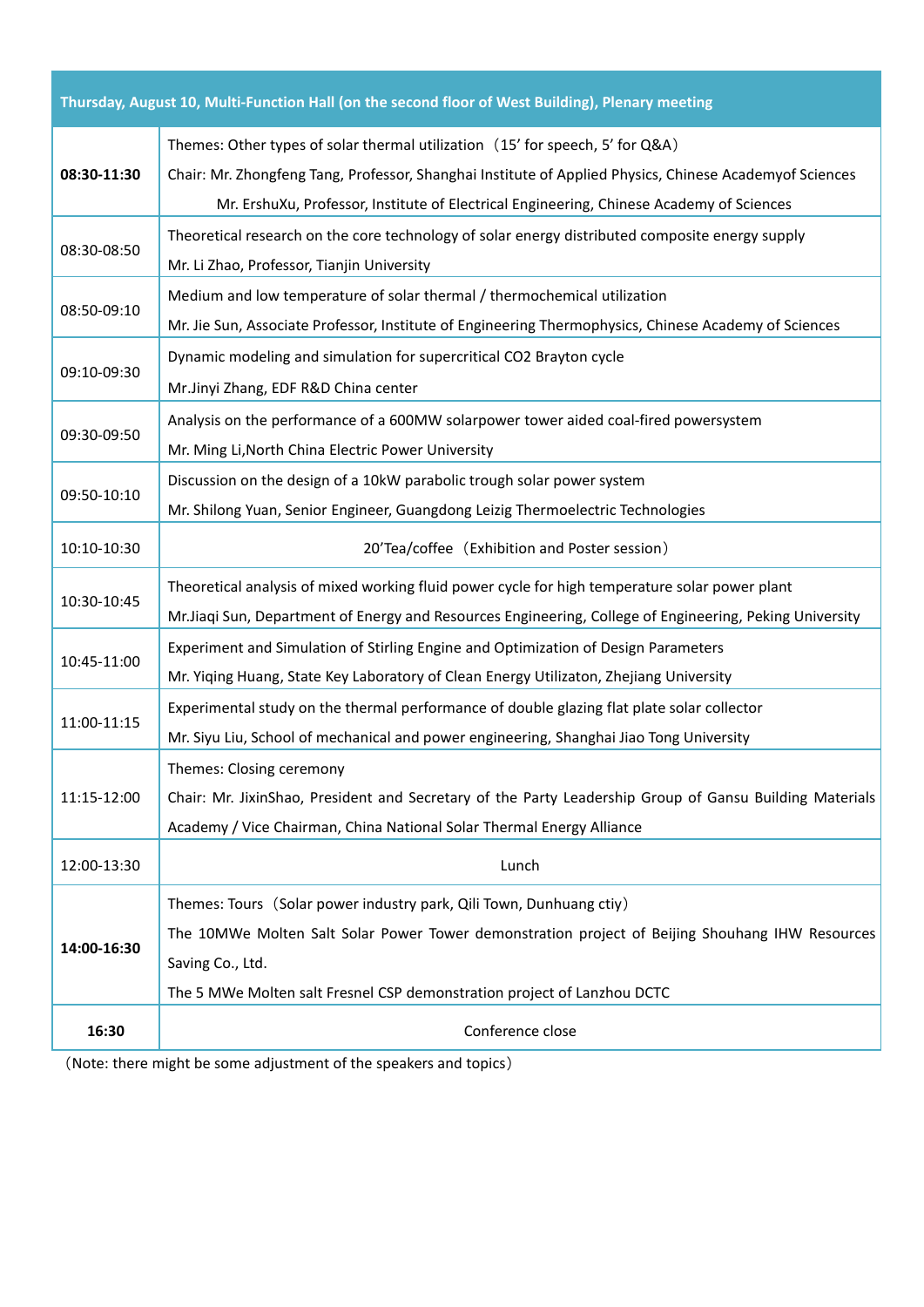| Thursday, August 10, Multi-Function Hall (on the second floor of West Building), Plenary meeting | |
|---|---|
| **08:30-11:30** | Themes: Other types of solar thermal utilization（15' for speech, 5' for Q&A）<br>Chair: Mr. Zhongfeng Tang, Professor, Shanghai Institute of Applied Physics, Chinese Academyof Sciences<br>Mr. ErshuXu, Professor, Institute of Electrical Engineering, Chinese Academy of Sciences |
| 08:30-08:50 | Theoretical research on the core technology of solar energy distributed composite energy supply<br>Mr. Li Zhao, Professor, Tianjin University |
| 08:50-09:10 | Medium and low temperature of solar thermal / thermochemical utilization<br>Mr. Jie Sun, Associate Professor, Institute of Engineering Thermophysics, Chinese Academy of Sciences |
| 09:10-09:30 | Dynamic modeling and simulation for supercritical CO2 Brayton cycle<br>Mr.Jinyi Zhang, EDF R&D China center |
| 09:30-09:50 | Analysis on the performance of a 600MW solarpower tower aided coal-fired powersystem<br>Mr. Ming Li,North China Electric Power University |
| 09:50-10:10 | Discussion on the design of a 10kW parabolic trough solar power system<br>Mr. Shilong Yuan, Senior Engineer, Guangdong Leizig Thermoelectric Technologies |
| 10:10-10:30 | 20'Tea/coffee（Exhibition and Poster session） |
| 10:30-10:45 | Theoretical analysis of mixed working fluid power cycle for high temperature solar power plant<br>Mr.Jiaqi Sun, Department of Energy and Resources Engineering, College of Engineering, Peking University |
| 10:45-11:00 | Experiment and Simulation of Stirling Engine and Optimization of Design Parameters<br>Mr. Yiqing Huang, State Key Laboratory of Clean Energy Utilizaton, Zhejiang University |
| 11:00-11:15 | Experimental study on the thermal performance of double glazing flat plate solar collector<br>Mr. Siyu Liu, School of mechanical and power engineering, Shanghai Jiao Tong University |
| 11:15-12:00 | Themes: Closing ceremony<br>Chair: Mr. JixinShao, President and Secretary of the Party Leadership Group of Gansu Building Materials Academy / Vice Chairman, China National Solar Thermal Energy Alliance |
| 12:00-13:30 | Lunch |
| **14:00-16:30** | Themes: Tours（Solar power industry park, Qili Town, Dunhuang ctiy）<br>The 10MWe Molten Salt Solar Power Tower demonstration project of Beijing Shouhang IHW Resources Saving Co., Ltd.<br>The 5 MWe Molten salt Fresnel CSP demonstration project of Lanzhou DCTC |
| **16:30** | Conference close |

（Note: there might be some adjustment of the speakers and topics）